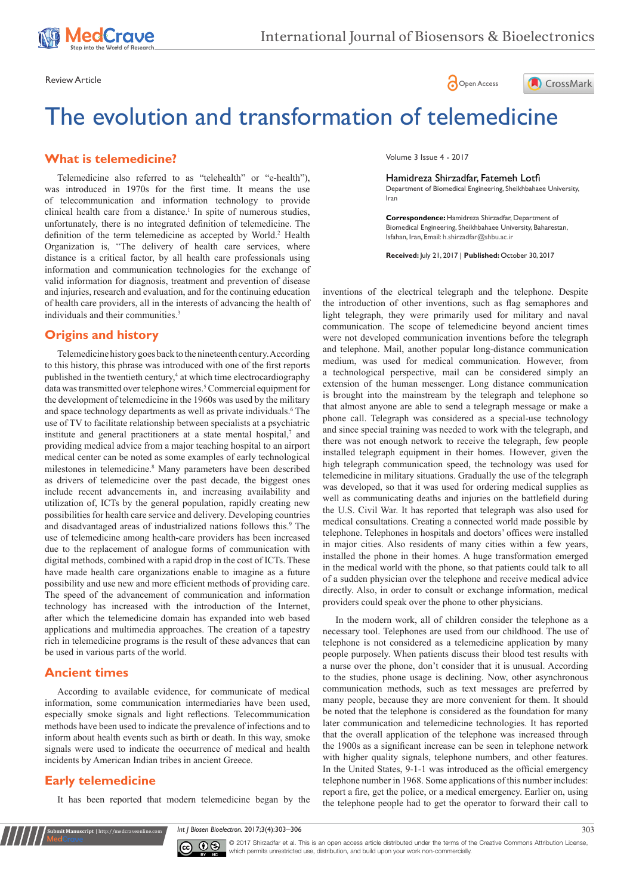Review Article

# The evolution and transformation of telemedicine

Volume 3 Issue 4 - 2017

Hamidreza Shirzadfar, Fatemeh Lotfi

Department of Biomedical Engineering, Sheikhbahaee University, Iran

**Correspondence:** Hamidreza Shirzadfar, Department of Biomedical Engineering, Sheikhbahaee University, Baharestan, Isfahan, Iran, Email: h.shirzadfar@shbu.ac.ir

**Received:** July 21, 2017 | **Published:** October 30, 2017

## What is telemedicine?

Telemedicine also referred to as "telehealth" or "e-health"), was introduced in 1970s for the first time. It means the use of telecommunication and information technology to provide clinical health care from a distance.[1] In spite of numerous studies, unfortunately, there is no integrated definition of telemedicine. The definition of the term telemedicine as accepted by World.[2] Health Organization is, "The delivery of health care services, where distance is a critical factor, by all health care professionals using information and communication technologies for the exchange of valid information for diagnosis, treatment and prevention of disease and injuries, research and evaluation, and for the continuing education of health care providers, all in the interests of advancing the health of individuals and their communities.[3]

## Origins and history

Telemedicine history goes back to the nineteenth century. According to this history, this phrase was introduced with one of the first reports published in the twentieth century,[4] at which time electrocardiography data was transmitted over telephone wires.[5] Commercial equipment for the development of telemedicine in the 1960s was used by the military and space technology departments as well as private individuals.[6] The use of TV to facilitate relationship between specialists at a psychiatric institute and general practitioners at a state mental hospital,[7] and providing medical advice from a major teaching hospital to an airport medical center can be noted as some examples of early technological milestones in telemedicine.[8] Many parameters have been described as drivers of telemedicine over the past decade, the biggest ones include recent advancements in, and increasing availability and utilization of, ICTs by the general population, rapidly creating new possibilities for health care service and delivery. Developing countries and disadvantaged areas of industrialized nations follows this.[9] The use of telemedicine among health-care providers has been increased due to the replacement of analogue forms of communication with digital methods, combined with a rapid drop in the cost of ICTs. These have made health care organizations enable to imagine as a future possibility and use new and more efficient methods of providing care. The speed of the advancement of communication and information technology has increased with the introduction of the Internet, after which the telemedicine domain has expanded into web based applications and multimedia approaches. The creation of a tapestry rich in telemedicine programs is the result of these advances that can be used in various parts of the world.

## Ancient times

According to available evidence, for communicate of medical information, some communication intermediaries have been used, especially smoke signals and light reflections. Telecommunication methods have been used to indicate the prevalence of infections and to inform about health events such as birth or death. In this way, smoke signals were used to indicate the occurrence of medical and health incidents by American Indian tribes in ancient Greece.

## Early telemedicine

It has been reported that modern telemedicine began by the inventions of the electrical telegraph and the telephone. Despite the introduction of other inventions, such as flag semaphores and light telegraph, they were primarily used for military and naval communication. The scope of telemedicine beyond ancient times were not developed communication inventions before the telegraph and telephone. Mail, another popular long-distance communication medium, was used for medical communication. However, from a technological perspective, mail can be considered simply an extension of the human messenger. Long distance communication is brought into the mainstream by the telegraph and telephone so that almost anyone are able to send a telegraph message or make a phone call. Telegraph was considered as a special-use technology and since special training was needed to work with the telegraph, and there was not enough network to receive the telegraph, few people installed telegraph equipment in their homes. However, given the high telegraph communication speed, the technology was used for telemedicine in military situations. Gradually the use of the telegraph was developed, so that it was used for ordering medical supplies as well as communicating deaths and injuries on the battlefield during the U.S. Civil War. It has reported that telegraph was also used for medical consultations. Creating a connected world made possible by telephone. Telephones in hospitals and doctors' offices were installed in major cities. Also residents of many cities within a few years, installed the phone in their homes. A huge transformation emerged in the medical world with the phone, so that patients could talk to all of a sudden physician over the telephone and receive medical advice directly. Also, in order to consult or exchange information, medical providers could speak over the phone to other physicians.

In the modern work, all of children consider the telephone as a necessary tool. Telephones are used from our childhood. The use of telephone is not considered as a telemedicine application by many people purposely. When patients discuss their blood test results with a nurse over the phone, don't consider that it is unusual. According to the studies, phone usage is declining. Now, other asynchronous communication methods, such as text messages are preferred by many people, because they are more convenient for them. It should be noted that the telephone is considered as the foundation for many later communication and telemedicine technologies. It has reported that the overall application of the telephone was increased through the 1900s as a significant increase can be seen in telephone network with higher quality signals, telephone numbers, and other features. In the United States, 9-1-1 was introduced as the official emergency telephone number in 1968. Some applications of this number includes: report a fire, get the police, or a medical emergency. Earlier on, using the telephone people had to get the operator to forward their call to

© 2017 Shirzadfar et al. This is an open access article distributed under the terms of the Creative Commons Attribution License, which permits unrestricted use, distribution, and build upon your work non-commercially.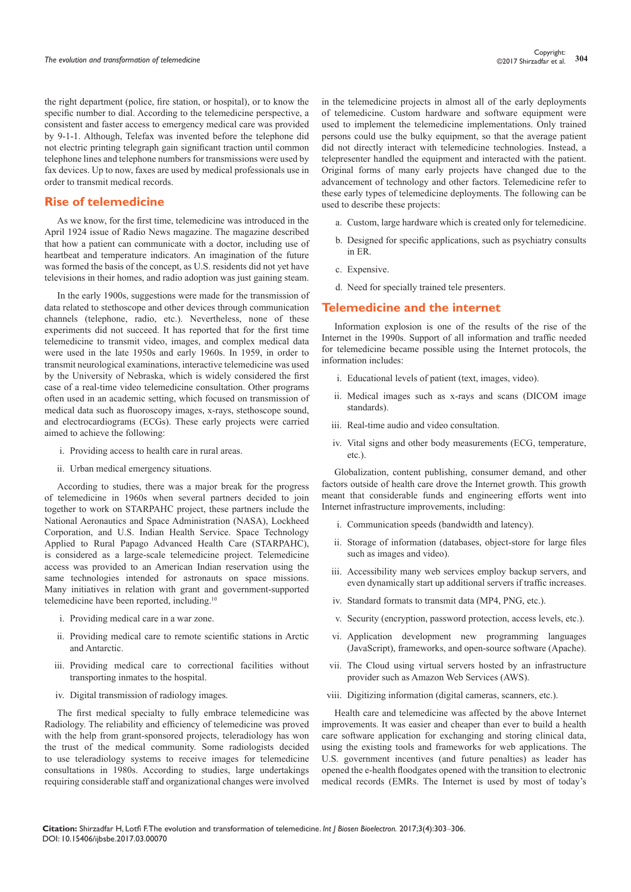the right department (police, fire station, or hospital), or to know the specific number to dial. According to the telemedicine perspective, a consistent and faster access to emergency medical care was provided by 9-1-1. Although, Telefax was invented before the telephone did not electric printing telegraph gain significant traction until common telephone lines and telephone numbers for transmissions were used by fax devices. Up to now, faxes are used by medical professionals use in order to transmit medical records.

## Rise of telemedicine

As we know, for the first time, telemedicine was introduced in the April 1924 issue of Radio News magazine. The magazine described that how a patient can communicate with a doctor, including use of heartbeat and temperature indicators. An imagination of the future was formed the basis of the concept, as U.S. residents did not yet have televisions in their homes, and radio adoption was just gaining steam.

In the early 1900s, suggestions were made for the transmission of data related to stethoscope and other devices through communication channels (telephone, radio, etc.). Nevertheless, none of these experiments did not succeed. It has reported that for the first time telemedicine to transmit video, images, and complex medical data were used in the late 1950s and early 1960s. In 1959, in order to transmit neurological examinations, interactive telemedicine was used by the University of Nebraska, which is widely considered the first case of a real-time video telemedicine consultation. Other programs often used in an academic setting, which focused on transmission of medical data such as fluoroscopy images, x-rays, stethoscope sound, and electrocardiograms (ECGs). These early projects were carried aimed to achieve the following:

i. Providing access to health care in rural areas.

ii. Urban medical emergency situations.

According to studies, there was a major break for the progress of telemedicine in 1960s when several partners decided to join together to work on STARPAHC project, these partners include the National Aeronautics and Space Administration (NASA), Lockheed Corporation, and U.S. Indian Health Service. Space Technology Applied to Rural Papago Advanced Health Care (STARPAHC), is considered as a large-scale telemedicine project. Telemedicine access was provided to an American Indian reservation using the same technologies intended for astronauts on space missions. Many initiatives in relation with grant and government-supported telemedicine have been reported, including.[10]

i. Providing medical care in a war zone.

ii. Providing medical care to remote scientific stations in Arctic and Antarctic.

iii. Providing medical care to correctional facilities without transporting inmates to the hospital.

iv. Digital transmission of radiology images.

The first medical specialty to fully embrace telemedicine was Radiology. The reliability and efficiency of telemedicine was proved with the help from grant-sponsored projects, teleradiology has won the trust of the medical community. Some radiologists decided to use teleradiology systems to receive images for telemedicine consultations in 1980s. According to studies, large undertakings requiring considerable staff and organizational changes were involved in the telemedicine projects in almost all of the early deployments of telemedicine. Custom hardware and software equipment were used to implement the telemedicine implementations. Only trained persons could use the bulky equipment, so that the average patient did not directly interact with telemedicine technologies. Instead, a telepresenter handled the equipment and interacted with the patient. Original forms of many early projects have changed due to the advancement of technology and other factors. Telemedicine refer to these early types of telemedicine deployments. The following can be used to describe these projects:

a. Custom, large hardware which is created only for telemedicine.

b. Designed for specific applications, such as psychiatry consults in ER.

c. Expensive.

d. Need for specially trained tele presenters.

## Telemedicine and the internet

Information explosion is one of the results of the rise of the Internet in the 1990s. Support of all information and traffic needed for telemedicine became possible using the Internet protocols, the information includes:

i. Educational levels of patient (text, images, video).

ii. Medical images such as x-rays and scans (DICOM image standards).

iii. Real-time audio and video consultation.

iv. Vital signs and other body measurements (ECG, temperature, etc.).

Globalization, content publishing, consumer demand, and other factors outside of health care drove the Internet growth. This growth meant that considerable funds and engineering efforts went into Internet infrastructure improvements, including:

i. Communication speeds (bandwidth and latency).

ii. Storage of information (databases, object-store for large files such as images and video).

iii. Accessibility many web services employ backup servers, and even dynamically start up additional servers if traffic increases.

iv. Standard formats to transmit data (MP4, PNG, etc.).

v. Security (encryption, password protection, access levels, etc.).

vi. Application development new programming languages (JavaScript), frameworks, and open-source software (Apache).

vii. The Cloud using virtual servers hosted by an infrastructure provider such as Amazon Web Services (AWS).

viii. Digitizing information (digital cameras, scanners, etc.).

Health care and telemedicine was affected by the above Internet improvements. It was easier and cheaper than ever to build a health care software application for exchanging and storing clinical data, using the existing tools and frameworks for web applications. The U.S. government incentives (and future penalties) as leader has opened the e-health floodgates opened with the transition to electronic medical records (EMRs. The Internet is used by most of today's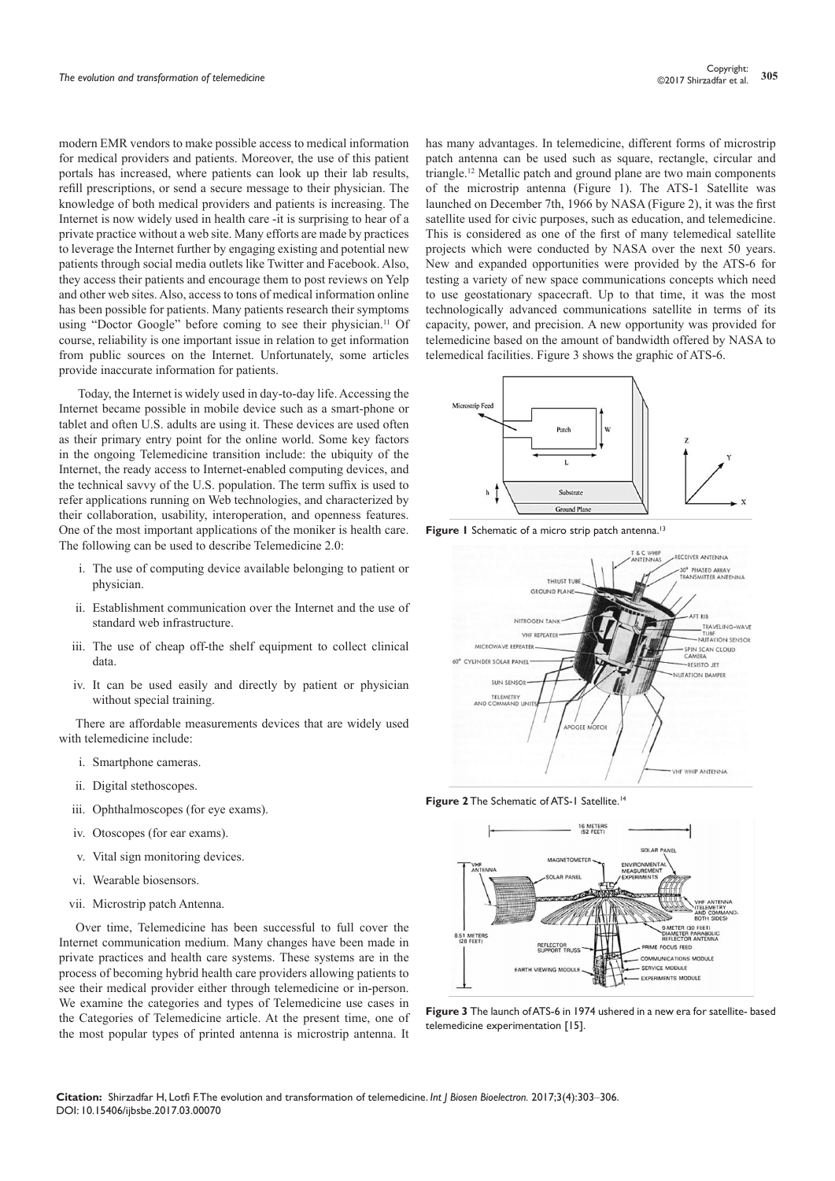modern EMR vendors to make possible access to medical information for medical providers and patients. Moreover, the use of this patient portals has increased, where patients can look up their lab results, refill prescriptions, or send a secure message to their physician. The knowledge of both medical providers and patients is increasing. The Internet is now widely used in health care -it is surprising to hear of a private practice without a web site. Many efforts are made by practices to leverage the Internet further by engaging existing and potential new patients through social media outlets like Twitter and Facebook. Also, they access their patients and encourage them to post reviews on Yelp and other web sites. Also, access to tons of medical information online has been possible for patients. Many patients research their symptoms using "Doctor Google" before coming to see their physician.[11] Of course, reliability is one important issue in relation to get information from public sources on the Internet. Unfortunately, some articles provide inaccurate information for patients.

Today, the Internet is widely used in day-to-day life. Accessing the Internet became possible in mobile device such as a smart-phone or tablet and often U.S. adults are using it. These devices are used often as their primary entry point for the online world. Some key factors in the ongoing Telemedicine transition include: the ubiquity of the Internet, the ready access to Internet-enabled computing devices, and the technical savvy of the U.S. population. The term suffix is used to refer applications running on Web technologies, and characterized by their collaboration, usability, interoperation, and openness features. One of the most important applications of the moniker is health care. The following can be used to describe Telemedicine 2.0:

i. The use of computing device available belonging to patient or physician.
ii. Establishment communication over the Internet and the use of standard web infrastructure.
iii. The use of cheap off-the shelf equipment to collect clinical data.
iv. It can be used easily and directly by patient or physician without special training.

There are affordable measurements devices that are widely used with telemedicine include:

i. Smartphone cameras.
ii. Digital stethoscopes.
iii. Ophthalmoscopes (for eye exams).
iv. Otoscopes (for ear exams).
v. Vital sign monitoring devices.
vi. Wearable biosensors.
vii. Microstrip patch Antenna.

Over time, Telemedicine has been successful to full cover the Internet communication medium. Many changes have been made in private practices and health care systems. These systems are in the process of becoming hybrid health care providers allowing patients to see their medical provider either through telemedicine or in-person. We examine the categories and types of Telemedicine use cases in the Categories of Telemedicine article. At the present time, one of the most popular types of printed antenna is microstrip antenna. It has many advantages. In telemedicine, different forms of microstrip patch antenna can be used such as square, rectangle, circular and triangle.[12] Metallic patch and ground plane are two main components of the microstrip antenna (Figure 1). The ATS-1 Satellite was launched on December 7th, 1966 by NASA (Figure 2), it was the first satellite used for civic purposes, such as education, and telemedicine. This is considered as one of the first of many telemedical satellite projects which were conducted by NASA over the next 50 years. New and expanded opportunities were provided by the ATS-6 for testing a variety of new space communications concepts which need to use geostationary spacecraft. Up to that time, it was the most technologically advanced communications satellite in terms of its capacity, power, and precision. A new opportunity was provided for telemedicine based on the amount of bandwidth offered by NASA to telemedical facilities. Figure 3 shows the graphic of ATS-6.

**Figure 1** Schematic of a micro strip patch antenna.[13]

**Figure 2** The Schematic of ATS-1 Satellite.[14]

**Figure 3** The launch of ATS-6 in 1974 ushered in a new era for satellite- based telemedicine experimentation [15].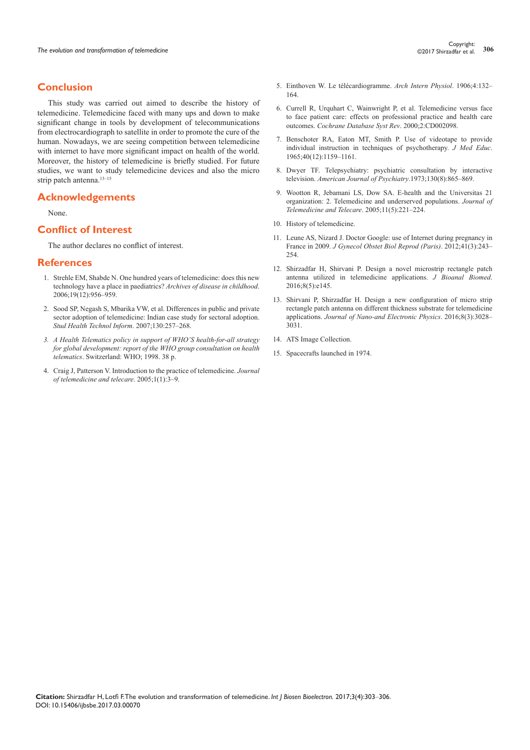## Conclusion

This study was carried out aimed to describe the history of telemedicine. Telemedicine faced with many ups and down to make significant change in tools by development of telecommunications from electrocardiograph to satellite in order to promote the cure of the human. Nowadays, we are seeing competition between telemedicine with internet to have more significant impact on health of the world. Moreover, the history of telemedicine is briefly studied. For future studies, we want to study telemedicine devices and also the micro strip patch antenna.[13–15]

## Acknowledgements

None.

## Conflict of Interest

The author declares no conflict of interest.

## References

1. Strehle EM, Shabde N. One hundred years of telemedicine: does this new technology have a place in paediatrics? *Archives of disease in childhood*. 2006;19(12):956–959.
2. Sood SP, Negash S, Mbarika VW, et al. Differences in public and private sector adoption of telemedicine: Indian case study for sectoral adoption. *Stud Health Technol Inform*. 2007;130:257–268.
3. *A Health Telematics policy in support of WHO'S health-for-all strategy for global development: report of the WHO group consultation on health telematics*. Switzerland: WHO; 1998. 38 p.
4. Craig J, Patterson V. Introduction to the practice of telemedicine. *Journal of telemedicine and telecare*. 2005;1(1):3–9.
5. Einthoven W. Le télécardiogramme. *Arch Intern Physiol*. 1906;4:132–164.
6. Currell R, Urquhart C, Wainwright P, et al. Telemedicine versus face to face patient care: effects on professional practice and health care outcomes. *Cochrane Database Syst Rev*. 2000;2:CD002098.
7. Benschoter RA, Eaton MT, Smith P. Use of videotape to provide individual instruction in techniques of psychotherapy. *J Med Educ*. 1965;40(12):1159–1161.
8. Dwyer TF. Telepsychiatry: psychiatric consultation by interactive television. *American Journal of Psychiatry*.1973;130(8):865–869.
9. Wootton R, Jebamani LS, Dow SA. E-health and the Universitas 21 organization: 2. Telemedicine and underserved populations. *Journal of Telemedicine and Telecare*. 2005;11(5):221–224.
10. History of telemedicine.
11. Leune AS, Nizard J. Doctor Google: use of Internet during pregnancy in France in 2009. *J Gynecol Obstet Biol Reprod (Paris)*. 2012;41(3):243–254.
12. Shirzadfar H, Shirvani P. Design a novel microstrip rectangle patch antenna utilized in telemedicine applications. *J Bioanal Biomed*. 2016;8(5):e145.
13. Shirvani P, Shirzadfar H. Design a new configuration of micro strip rectangle patch antenna on different thickness substrate for telemedicine applications. *Journal of Nano-and Electronic Physics*. 2016;8(3):3028–3031.
14. ATS Image Collection.
15. Spacecrafts launched in 1974.